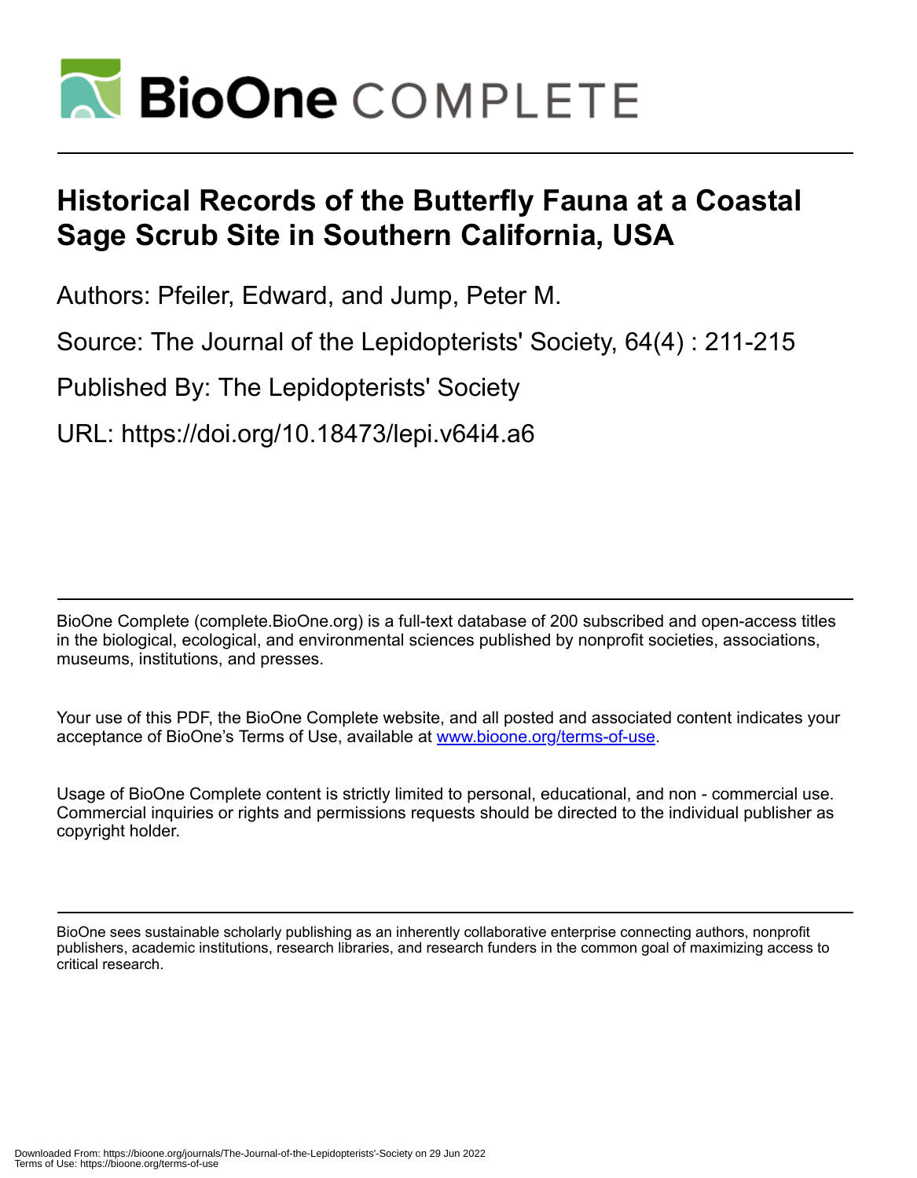# Historical Records of the Butterfly Fauna at a Coastal Sage Scrub Site in Southern California, USA

Authors: Pfeiler, Edward, and Jump, Peter M.

Source: The Journal of the Lepidopterists' Society, 64(4) : 211-215

Published By: The Lepidopterists' Society

URL: https://doi.org/10.18473/lepi.v64i4.a6

BioOne Complete (complete.BioOne.org) is a full-text database of 200 subscribed and open-access titles in the biological, ecological, and environmental sciences published by nonprofit societies, associations, museums, institutions, and presses.

Your use of this PDF, the BioOne Complete website, and all posted and associated content indicates your acceptance of BioOne's Terms of Use, available at www.bioone.org/terms-of-use.

Usage of BioOne Complete content is strictly limited to personal, educational, and non - commercial use. Commercial inquiries or rights and permissions requests should be directed to the individual publisher as copyright holder.

BioOne sees sustainable scholarly publishing as an inherently collaborative enterprise connecting authors, nonprofit publishers, academic institutions, research libraries, and research funders in the common goal of maximizing access to critical research.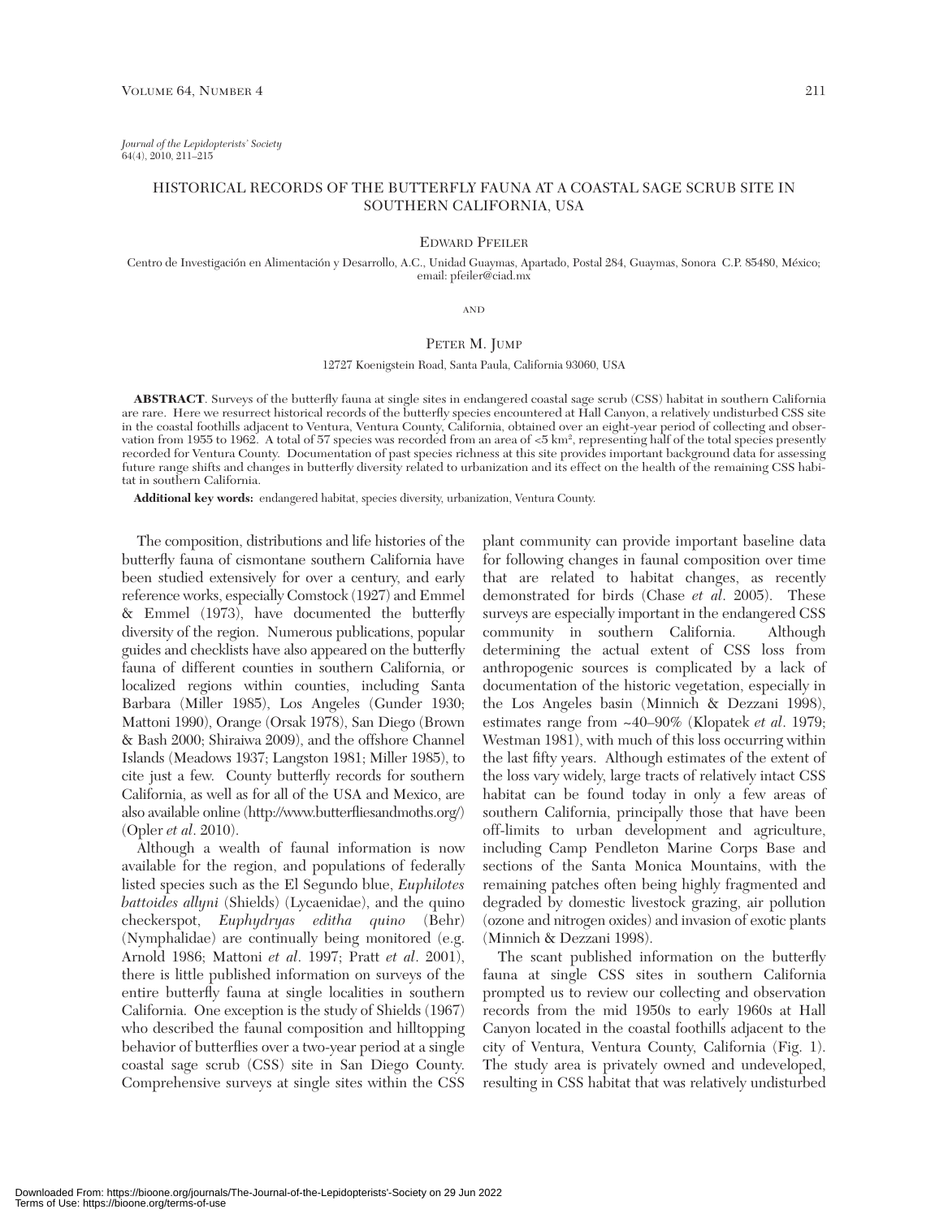*Journal of the Lepidopterists' Society*
64(4), 2010, 211–215

# HISTORICAL RECORDS OF THE BUTTERFLY FAUNA AT A COASTAL SAGE SCRUB SITE IN SOUTHERN CALIFORNIA, USA

EDWARD PFEILER

Centro de Investigación en Alimentación y Desarrollo, A.C., Unidad Guaymas, Apartado, Postal 284, Guaymas, Sonora C.P. 85480, México; email: pfeiler@ciad.mx

AND

PETER M. JUMP

12727 Koenigstein Road, Santa Paula, California 93060, USA

**ABSTRACT**. Surveys of the butterfly fauna at single sites in endangered coastal sage scrub (CSS) habitat in southern California are rare. Here we resurrect historical records of the butterfly species encountered at Hall Canyon, a relatively undisturbed CSS site in the coastal foothills adjacent to Ventura, Ventura County, California, obtained over an eight-year period of collecting and observation from 1955 to 1962. A total of 57 species was recorded from an area of <5 km$^2$, representing half of the total species presently recorded for Ventura County. Documentation of past species richness at this site provides important background data for assessing future range shifts and changes in butterfly diversity related to urbanization and its effect on the health of the remaining CSS habitat in southern California.

**Additional key words:** endangered habitat, species diversity, urbanization, Ventura County.

The composition, distributions and life histories of the butterfly fauna of cismontane southern California have been studied extensively for over a century, and early reference works, especially Comstock (1927) and Emmel & Emmel (1973), have documented the butterfly diversity of the region. Numerous publications, popular guides and checklists have also appeared on the butterfly fauna of different counties in southern California, or localized regions within counties, including Santa Barbara (Miller 1985), Los Angeles (Gunder 1930; Mattoni 1990), Orange (Orsak 1978), San Diego (Brown & Bash 2000; Shiraiwa 2009), and the offshore Channel Islands (Meadows 1937; Langston 1981; Miller 1985), to cite just a few. County butterfly records for southern California, as well as for all of the USA and Mexico, are also available online (http://www.butterfliesandmoths.org/) (Opler *et al*. 2010).

Although a wealth of faunal information is now available for the region, and populations of federally listed species such as the El Segundo blue, *Euphilotes battoides allyni* (Shields) (Lycaenidae), and the quino checkerspot, *Euphydryas editha quino* (Behr) (Nymphalidae) are continually being monitored (e.g. Arnold 1986; Mattoni *et al*. 1997; Pratt *et al*. 2001), there is little published information on surveys of the entire butterfly fauna at single localities in southern California. One exception is the study of Shields (1967) who described the faunal composition and hilltopping behavior of butterflies over a two-year period at a single coastal sage scrub (CSS) site in San Diego County. Comprehensive surveys at single sites within the CSS plant community can provide important baseline data for following changes in faunal composition over time that are related to habitat changes, as recently demonstrated for birds (Chase *et al*. 2005). These surveys are especially important in the endangered CSS community in southern California. Although determining the actual extent of CSS loss from anthropogenic sources is complicated by a lack of documentation of the historic vegetation, especially in the Los Angeles basin (Minnich & Dezzani 1998), estimates range from ~40–90% (Klopatek *et al*. 1979; Westman 1981), with much of this loss occurring within the last fifty years. Although estimates of the extent of the loss vary widely, large tracts of relatively intact CSS habitat can be found today in only a few areas of southern California, principally those that have been off-limits to urban development and agriculture, including Camp Pendleton Marine Corps Base and sections of the Santa Monica Mountains, with the remaining patches often being highly fragmented and degraded by domestic livestock grazing, air pollution (ozone and nitrogen oxides) and invasion of exotic plants (Minnich & Dezzani 1998).

The scant published information on the butterfly fauna at single CSS sites in southern California prompted us to review our collecting and observation records from the mid 1950s to early 1960s at Hall Canyon located in the coastal foothills adjacent to the city of Ventura, Ventura County, California (Fig. 1). The study area is privately owned and undeveloped, resulting in CSS habitat that was relatively undisturbed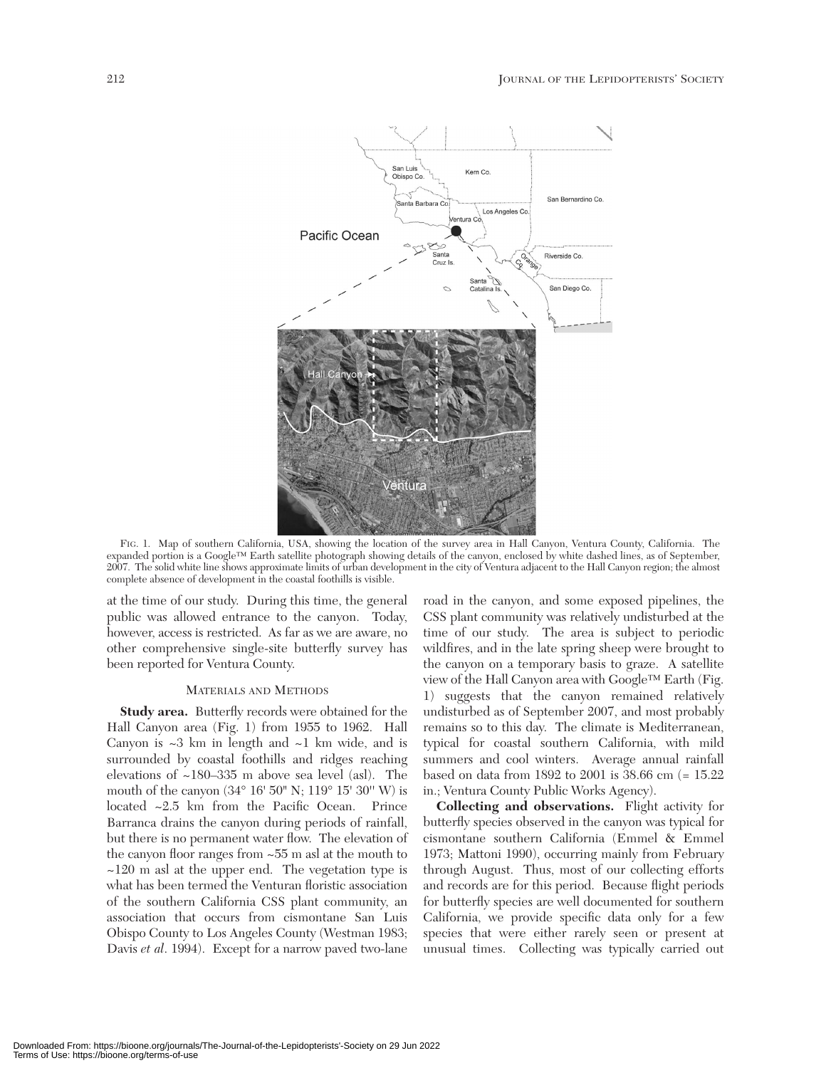FIG. 1. Map of southern California, USA, showing the location of the survey area in Hall Canyon, Ventura County, California. The expanded portion is a Google™ Earth satellite photograph showing details of the canyon, enclosed by white dashed lines, as of September, 2007. The solid white line shows approximate limits of urban development in the city of Ventura adjacent to the Hall Canyon region; the almost complete absence of development in the coastal foothills is visible.

at the time of our study. During this time, the general public was allowed entrance to the canyon. Today, however, access is restricted. As far as we are aware, no other comprehensive single-site butterfly survey has been reported for Ventura County.

## MATERIALS AND METHODS

**Study area.** Butterfly records were obtained for the Hall Canyon area (Fig. 1) from 1955 to 1962. Hall Canyon is ~3 km in length and ~1 km wide, and is surrounded by coastal foothills and ridges reaching elevations of ~180–335 m above sea level (asl). The mouth of the canyon (34° 16' 50" N; 119° 15' 30" W) is located ~2.5 km from the Pacific Ocean. Prince Barranca drains the canyon during periods of rainfall, but there is no permanent water flow. The elevation of the canyon floor ranges from ~55 m asl at the mouth to ~120 m asl at the upper end. The vegetation type is what has been termed the Venturan floristic association of the southern California CSS plant community, an association that occurs from cismontane San Luis Obispo County to Los Angeles County (Westman 1983; Davis *et al*. 1994). Except for a narrow paved two-lane road in the canyon, and some exposed pipelines, the CSS plant community was relatively undisturbed at the time of our study. The area is subject to periodic wildfires, and in the late spring sheep were brought to the canyon on a temporary basis to graze. A satellite view of the Hall Canyon area with Google™ Earth (Fig. 1) suggests that the canyon remained relatively undisturbed as of September 2007, and most probably remains so to this day. The climate is Mediterranean, typical for coastal southern California, with mild summers and cool winters. Average annual rainfall based on data from 1892 to 2001 is 38.66 cm (= 15.22 in.; Ventura County Public Works Agency).

**Collecting and observations.** Flight activity for butterfly species observed in the canyon was typical for cismontane southern California (Emmel & Emmel 1973; Mattoni 1990), occurring mainly from February through August. Thus, most of our collecting efforts and records are for this period. Because flight periods for butterfly species are well documented for southern California, we provide specific data only for a few species that were either rarely seen or present at unusual times. Collecting was typically carried out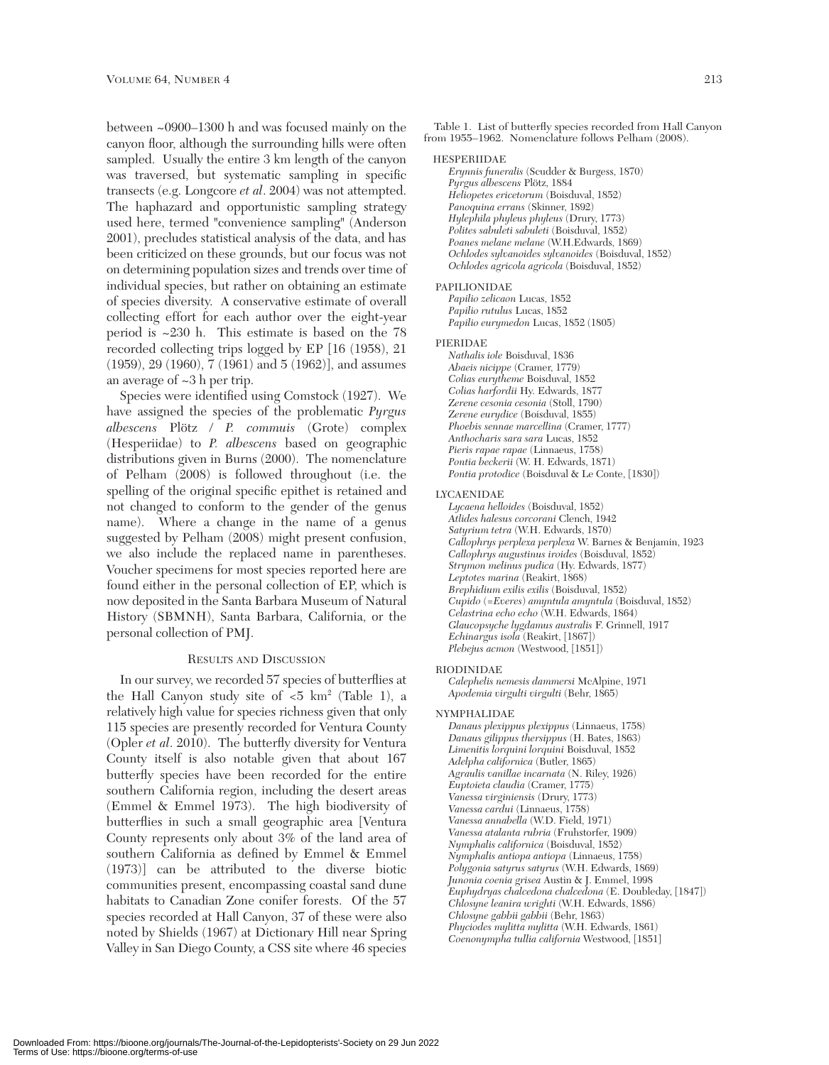between ~0900–1300 h and was focused mainly on the canyon floor, although the surrounding hills were often sampled. Usually the entire 3 km length of the canyon was traversed, but systematic sampling in specific transects (e.g. Longcore *et al*. 2004) was not attempted. The haphazard and opportunistic sampling strategy used here, termed "convenience sampling" (Anderson 2001), precludes statistical analysis of the data, and has been criticized on these grounds, but our focus was not on determining population sizes and trends over time of individual species, but rather on obtaining an estimate of species diversity. A conservative estimate of overall collecting effort for each author over the eight-year period is ~230 h. This estimate is based on the 78 recorded collecting trips logged by EP [16 (1958), 21 (1959), 29 (1960), 7 (1961) and 5 (1962)], and assumes an average of ~3 h per trip.

Species were identified using Comstock (1927). We have assigned the species of the problematic *Pyrgus albescens* Plötz / *P. commuis* (Grote) complex (Hesperiidae) to *P. albescens* based on geographic distributions given in Burns (2000). The nomenclature of Pelham (2008) is followed throughout (i.e. the spelling of the original specific epithet is retained and not changed to conform to the gender of the genus name). Where a change in the name of a genus suggested by Pelham (2008) might present confusion, we also include the replaced name in parentheses. Voucher specimens for most species reported here are found either in the personal collection of EP, which is now deposited in the Santa Barbara Museum of Natural History (SBMNH), Santa Barbara, California, or the personal collection of PMJ.

## Results and Discussion

In our survey, we recorded 57 species of butterflies at the Hall Canyon study site of <5 km$^2$ (Table 1), a relatively high value for species richness given that only 115 species are presently recorded for Ventura County (Opler *et al*. 2010). The butterfly diversity for Ventura County itself is also notable given that about 167 butterfly species have been recorded for the entire southern California region, including the desert areas (Emmel & Emmel 1973). The high biodiversity of butterflies in such a small geographic area [Ventura County represents only about 3% of the land area of southern California as defined by Emmel & Emmel (1973)] can be attributed to the diverse biotic communities present, encompassing coastal sand dune habitats to Canadian Zone conifer forests. Of the 57 species recorded at Hall Canyon, 37 of these were also noted by Shields (1967) at Dictionary Hill near Spring Valley in San Diego County, a CSS site where 46 species

Table 1. List of butterfly species recorded from Hall Canyon from 1955–1962. Nomenclature follows Pelham (2008).

HESPERIIDAE
- *Erynnis funeralis* (Scudder & Burgess, 1870)
- *Pyrgus albescens* Plötz, 1884
- *Heliopetes ericetorum* (Boisduval, 1852)
- *Panoquina errans* (Skinner, 1892)
- *Hylephila phyleus phyleus* (Drury, 1773)
- *Polites sabuleti sabuleti* (Boisduval, 1852)
- *Poanes melane melane* (W.H.Edwards, 1869)
- *Ochlodes sylvanoides sylvanoides* (Boisduval, 1852)
- *Ochlodes agricola agricola* (Boisduval, 1852)

PAPILIONIDAE
- *Papilio zelicaon* Lucas, 1852
- *Papilio rutulus* Lucas, 1852
- *Papilio eurymedon* Lucas, 1852 (1805)

PIERIDAE
- *Nathalis iole* Boisduval, 1836
- *Abaeis nicippe* (Cramer, 1779)
- *Colias eurytheme* Boisduval, 1852
- *Colias harfordii* Hy. Edwards, 1877
- *Zerene cesonia cesonia* (Stoll, 1790)
- *Zerene eurydice* (Boisduval, 1855)
- *Phoebis sennae marcellina* (Cramer, 1777)
- *Anthocharis sara sara* Lucas, 1852
- *Pieris rapae rapae* (Linnaeus, 1758)
- *Pontia beckerii* (W. H. Edwards, 1871)
- *Pontia protodice* (Boisduval & Le Conte, [1830])

LYCAENIDAE
- *Lycaena helloides* (Boisduval, 1852)
- *Atlides halesus corcorani* Clench, 1942
- *Satyrium tetra* (W.H. Edwards, 1870)
- *Callophrys perplexa perplexa* W. Barnes & Benjamin, 1923
- *Callophrys augustinus iroides* (Boisduval, 1852)
- *Strymon melinus pudica* (Hy. Edwards, 1877)
- *Leptotes marina* (Reakirt, 1868)
- *Brephidium exilis exilis* (Boisduval, 1852)
- *Cupido* (=*Everes*) *amyntula amyntula* (Boisduval, 1852)
- *Celastrina echo echo* (W.H. Edwards, 1864)
- *Glaucopsyche lygdamus australis* F. Grinnell, 1917
- *Echinargus isola* (Reakirt, [1867])
- *Plebejus acmon* (Westwood, [1851])

RIODINIDAE
- *Calephelis nemesis dammersi* McAlpine, 1971
- *Apodemia virgulti virgulti* (Behr, 1865)

NYMPHALIDAE
- *Danaus plexippus plexippus* (Linnaeus, 1758)
- *Danaus gilippus thersippus* (H. Bates, 1863)
- *Limenitis lorquini lorquini* Boisduval, 1852
- *Adelpha californica* (Butler, 1865)
- *Agraulis vanillae incarnata* (N. Riley, 1926)
- *Euptoieta claudia* (Cramer, 1775)
- *Vanessa virginiensis* (Drury, 1773)
- *Vanessa cardui* (Linnaeus, 1758)
- *Vanessa annabella* (W.D. Field, 1971)
- *Vanessa atalanta rubria* (Fruhstorfer, 1909)
- *Nymphalis californica* (Boisduval, 1852)
- *Nymphalis antiopa antiopa* (Linnaeus, 1758)
- *Polygonia satyrus satyrus* (W.H. Edwards, 1869)
- *Junonia coenia grisea* Austin & J. Emmel, 1998
- *Euphydryas chalcedona chalcedona* (E. Doubleday, [1847])
- *Chlosyne leanira wrighti* (W.H. Edwards, 1886)
- *Chlosyne gabbii gabbii* (Behr, 1863)
- *Phyciodes mylitta mylitta* (W.H. Edwards, 1861)
- *Coenonympha tullia california* Westwood, [1851]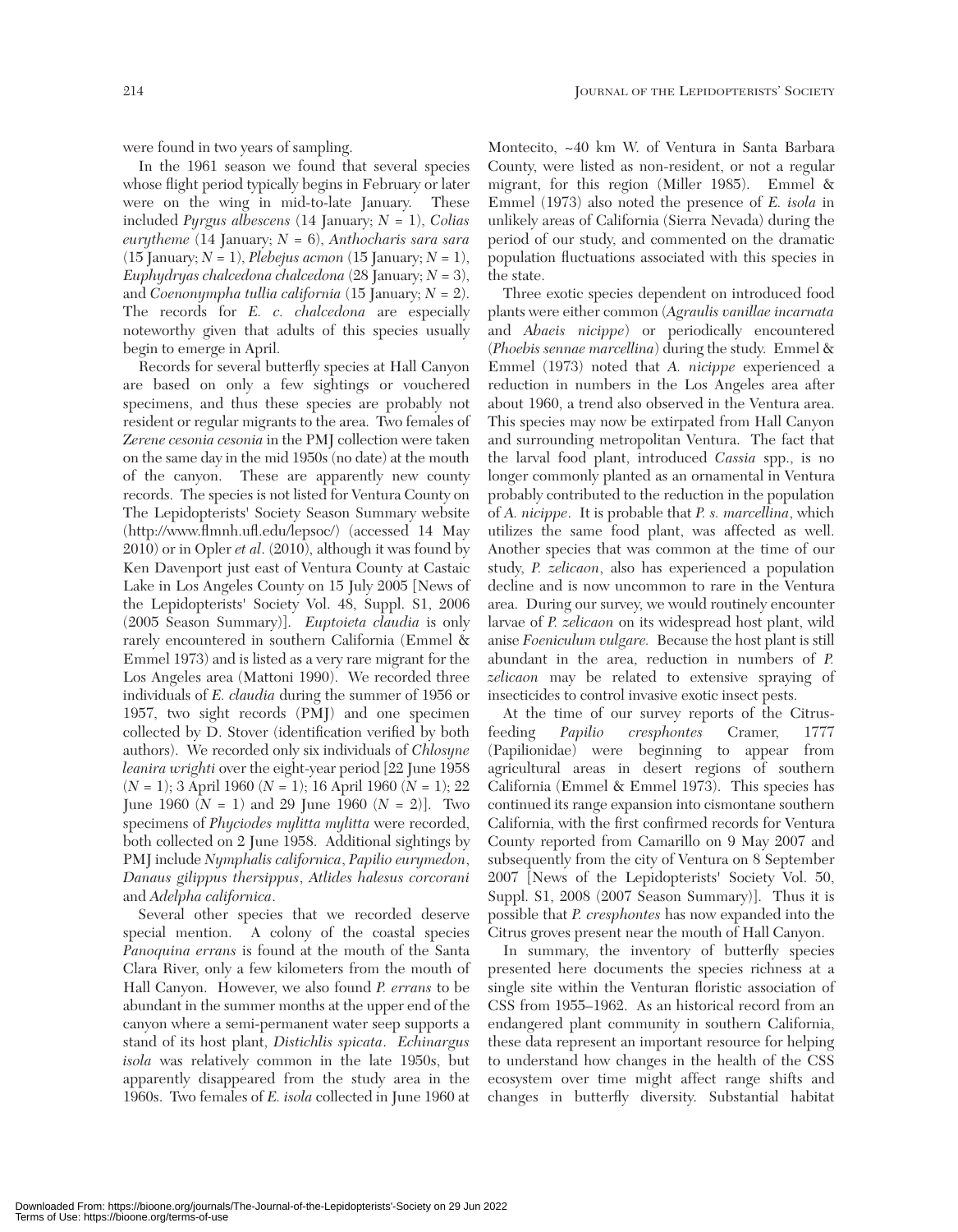were found in two years of sampling.

In the 1961 season we found that several species whose flight period typically begins in February or later were on the wing in mid-to-late January. These included *Pyrgus albescens* (14 January; *N* = 1), *Colias eurytheme* (14 January; *N* = 6), *Anthocharis sara sara* (15 January; *N* = 1), *Plebejus acmon* (15 January; *N* = 1), *Euphydryas chalcedona chalcedona* (28 January; *N* = 3), and *Coenonympha tullia california* (15 January; *N* = 2). The records for *E. c. chalcedona* are especially noteworthy given that adults of this species usually begin to emerge in April.

Records for several butterfly species at Hall Canyon are based on only a few sightings or vouchered specimens, and thus these species are probably not resident or regular migrants to the area. Two females of *Zerene cesonia cesonia* in the PMJ collection were taken on the same day in the mid 1950s (no date) at the mouth of the canyon. These are apparently new county records. The species is not listed for Ventura County on The Lepidopterists' Society Season Summary website (http://www.flmnh.ufl.edu/lepsoc/) (accessed 14 May 2010) or in Opler *et al*. (2010), although it was found by Ken Davenport just east of Ventura County at Castaic Lake in Los Angeles County on 15 July 2005 [News of the Lepidopterists' Society Vol. 48, Suppl. S1, 2006 (2005 Season Summary)]. *Euptoieta claudia* is only rarely encountered in southern California (Emmel & Emmel 1973) and is listed as a very rare migrant for the Los Angeles area (Mattoni 1990). We recorded three individuals of *E. claudia* during the summer of 1956 or 1957, two sight records (PMJ) and one specimen collected by D. Stover (identification verified by both authors). We recorded only six individuals of *Chlosyne leanira wrighti* over the eight-year period [22 June 1958 (*N* = 1); 3 April 1960 (*N* = 1); 16 April 1960 (*N* = 1); 22 June 1960 (*N* = 1) and 29 June 1960 (*N* = 2)]. Two specimens of *Phyciodes mylitta mylitta* were recorded, both collected on 2 June 1958. Additional sightings by PMJ include *Nymphalis californica*, *Papilio eurymedon*, *Danaus gilippus thersippus*, *Atlides halesus corcorani* and *Adelpha californica*.

Several other species that we recorded deserve special mention. A colony of the coastal species *Panoquina errans* is found at the mouth of the Santa Clara River, only a few kilometers from the mouth of Hall Canyon. However, we also found *P. errans* to be abundant in the summer months at the upper end of the canyon where a semi-permanent water seep supports a stand of its host plant, *Distichlis spicata*. *Echinargus isola* was relatively common in the late 1950s, but apparently disappeared from the study area in the 1960s. Two females of *E. isola* collected in June 1960 at Montecito, ~40 km W. of Ventura in Santa Barbara County, were listed as non-resident, or not a regular migrant, for this region (Miller 1985). Emmel & Emmel (1973) also noted the presence of *E. isola* in unlikely areas of California (Sierra Nevada) during the period of our study, and commented on the dramatic population fluctuations associated with this species in the state.

Three exotic species dependent on introduced food plants were either common (*Agraulis vanillae incarnata* and *Abaeis nicippe*) or periodically encountered (*Phoebis sennae marcellina*) during the study. Emmel & Emmel (1973) noted that *A. nicippe* experienced a reduction in numbers in the Los Angeles area after about 1960, a trend also observed in the Ventura area. This species may now be extirpated from Hall Canyon and surrounding metropolitan Ventura. The fact that the larval food plant, introduced *Cassia* spp., is no longer commonly planted as an ornamental in Ventura probably contributed to the reduction in the population of *A. nicippe*. It is probable that *P. s. marcellina*, which utilizes the same food plant, was affected as well. Another species that was common at the time of our study, *P. zelicaon*, also has experienced a population decline and is now uncommon to rare in the Ventura area. During our survey, we would routinely encounter larvae of *P. zelicaon* on its widespread host plant, wild anise *Foeniculum vulgare.* Because the host plant is still abundant in the area, reduction in numbers of *P. zelicaon* may be related to extensive spraying of insecticides to control invasive exotic insect pests.

At the time of our survey reports of the Citrus-feeding *Papilio cresphontes* Cramer, 1777 (Papilionidae) were beginning to appear from agricultural areas in desert regions of southern California (Emmel & Emmel 1973). This species has continued its range expansion into cismontane southern California, with the first confirmed records for Ventura County reported from Camarillo on 9 May 2007 and subsequently from the city of Ventura on 8 September 2007 [News of the Lepidopterists' Society Vol. 50, Suppl. S1, 2008 (2007 Season Summary)]. Thus it is possible that *P. cresphontes* has now expanded into the Citrus groves present near the mouth of Hall Canyon.

In summary, the inventory of butterfly species presented here documents the species richness at a single site within the Venturan floristic association of CSS from 1955–1962. As an historical record from an endangered plant community in southern California, these data represent an important resource for helping to understand how changes in the health of the CSS ecosystem over time might affect range shifts and changes in butterfly diversity. Substantial habitat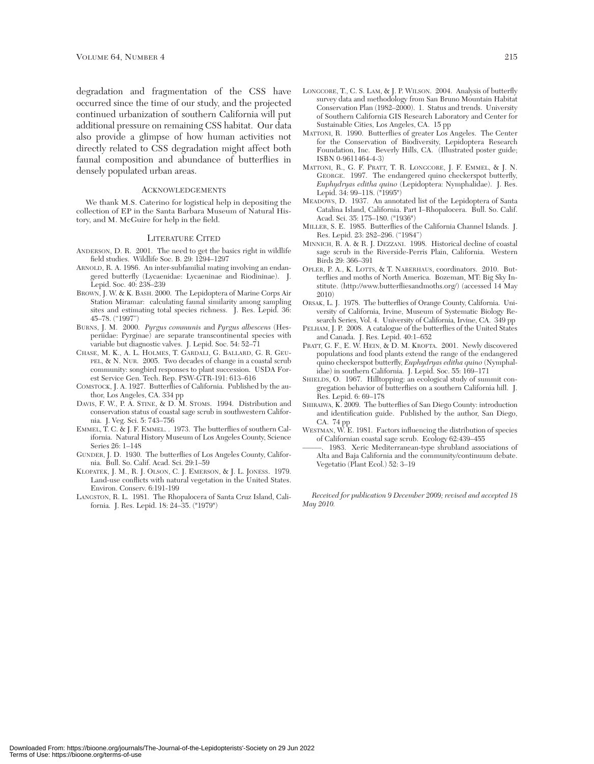degradation and fragmentation of the CSS have occurred since the time of our study, and the projected continued urbanization of southern California will put additional pressure on remaining CSS habitat. Our data also provide a glimpse of how human activities not directly related to CSS degradation might affect both faunal composition and abundance of butterflies in densely populated urban areas.

## Acknowledgements

We thank M.S. Caterino for logistical help in depositing the collection of EP in the Santa Barbara Museum of Natural History, and M. McGuire for help in the field.

## Literature Cited

Anderson, D. R. 2001. The need to get the basics right in wildlife field studies. Wildlife Soc. B. 29: 1294–1297

Arnold, R. A. 1986. An inter-subfamilial mating involving an endangered butterfly (Lycaenidae: Lycaeninae and Riodininae). J. Lepid. Soc. 40: 238–239

Brown, J. W. & K. Bash. 2000. The Lepidoptera of Marine Corps Air Station Miramar: calculating faunal similarity among sampling sites and estimating total species richness. J. Res. Lepid. 36: 45–78. ("1997")

Burns, J. M. 2000. *Pyrgus communis* and *Pyrgus albescens* (Hesperiidae: Pyrginae) are separate transcontinental species with variable but diagnostic valves. J. Lepid. Soc. 54: 52–71

Chase, M. K., A. L. Holmes, T. Gardali, G. Ballard, G. R. Geupel, & N. Nur. 2005. Two decades of change in a coastal scrub community: songbird responses to plant succession. USDA Forest Service Gen. Tech. Rep. PSW-GTR-191: 613–616

Comstock, J. A. 1927. Butterflies of California. Published by the author, Los Angeles, CA. 334 pp

Davis, F. W., P. A. Stine, & D. M. Stoms. 1994. Distribution and conservation status of coastal sage scrub in southwestern California. J. Veg. Sci. 5: 743–756

Emmel, T. C. & J. F. Emmel. . 1973. The butterflies of southern California. Natural History Museum of Los Angeles County, Science Series 26: 1–148

Gunder, J. D. 1930. The butterflies of Los Angeles County, California. Bull. So. Calif. Acad. Sci. 29:1–59

Klopatek, J. M., R. J. Olson, C. J. Emerson, & J. L. Joness. 1979. Land-use conflicts with natural vegetation in the United States. Environ. Conserv. 6:191-199

Langston, R. L. 1981. The Rhopalocera of Santa Cruz Island, California. J. Res. Lepid. 18: 24–35. ("1979")

Longcore, T., C. S. Lam, & J. P. Wilson. 2004. Analysis of butterfly survey data and methodology from San Bruno Mountain Habitat Conservation Plan (1982–2000). 1. Status and trends. University of Southern California GIS Research Laboratory and Center for Sustainable Cities, Los Angeles, CA. 15 pp

Mattoni, R. 1990. Butterflies of greater Los Angeles. The Center for the Conservation of Biodiversity, Lepidoptera Research Foundation, Inc. Beverly Hills, CA. (Illustrated poster guide; ISBN 0-9611464-4-3)

Mattoni, R., G. F. Pratt, T. R. Longcore, J. F. Emmel, & J. N. George. 1997. The endangered quino checkerspot butterfly, *Euphydryas editha quino* (Lepidoptera: Nymphalidae). J. Res. Lepid. 34: 99–118. ("1995")

Meadows, D. 1937. An annotated list of the Lepidoptera of Santa Catalina Island, California. Part I–Rhopalocera. Bull. So. Calif. Acad. Sci. 35: 175–180. ("1936")

Miller, S. E. 1985. Butterflies of the California Channel Islands. J. Res. Lepid. 23: 282–296. ("1984")

Minnich, R. A. & R. J. Dezzani. 1998. Historical decline of coastal sage scrub in the Riverside-Perris Plain, California. Western Birds 29: 366–391

Opler, P. A., K. Lotts, & T. Naberhaus, coordinators. 2010. Butterflies and moths of North America. Bozeman, MT: Big Sky Institute. (http://www.butterfliesandmoths.org/) (accessed 14 May 2010)

Orsak, L. J. 1978. The butterflies of Orange County, California. University of California, Irvine, Museum of Systematic Biology Research Series, Vol. 4. University of California, Irvine, CA. 349 pp

Pelham, J. P. 2008. A catalogue of the butterflies of the United States and Canada. J. Res. Lepid. 40:1–652

Pratt, G. F., E. W. Hein, & D. M. Krofta. 2001. Newly discovered populations and food plants extend the range of the endangered quino checkerspot butterfly, *Euphydryas editha quino* (Nymphalidae) in southern California. J. Lepid. Soc. 55: 169–171

Shields, O. 1967. Hilltopping: an ecological study of summit congregation behavior of butterflies on a southern California hill. J. Res. Lepid. 6: 69–178

Shiraiwa, K. 2009. The butterflies of San Diego County: introduction and identification guide. Published by the author, San Diego, CA. 74 pp

Westman, W. E. 1981. Factors influencing the distribution of species of Californian coastal sage scrub. Ecology 62:439–455

——. 1983. Xeric Mediterranean-type shrubland associations of Alta and Baja California and the community/continuum debate. Vegetatio (Plant Ecol.) 52: 3–19

*Received for publication 9 December 2009; revised and accepted 18 May 2010.*